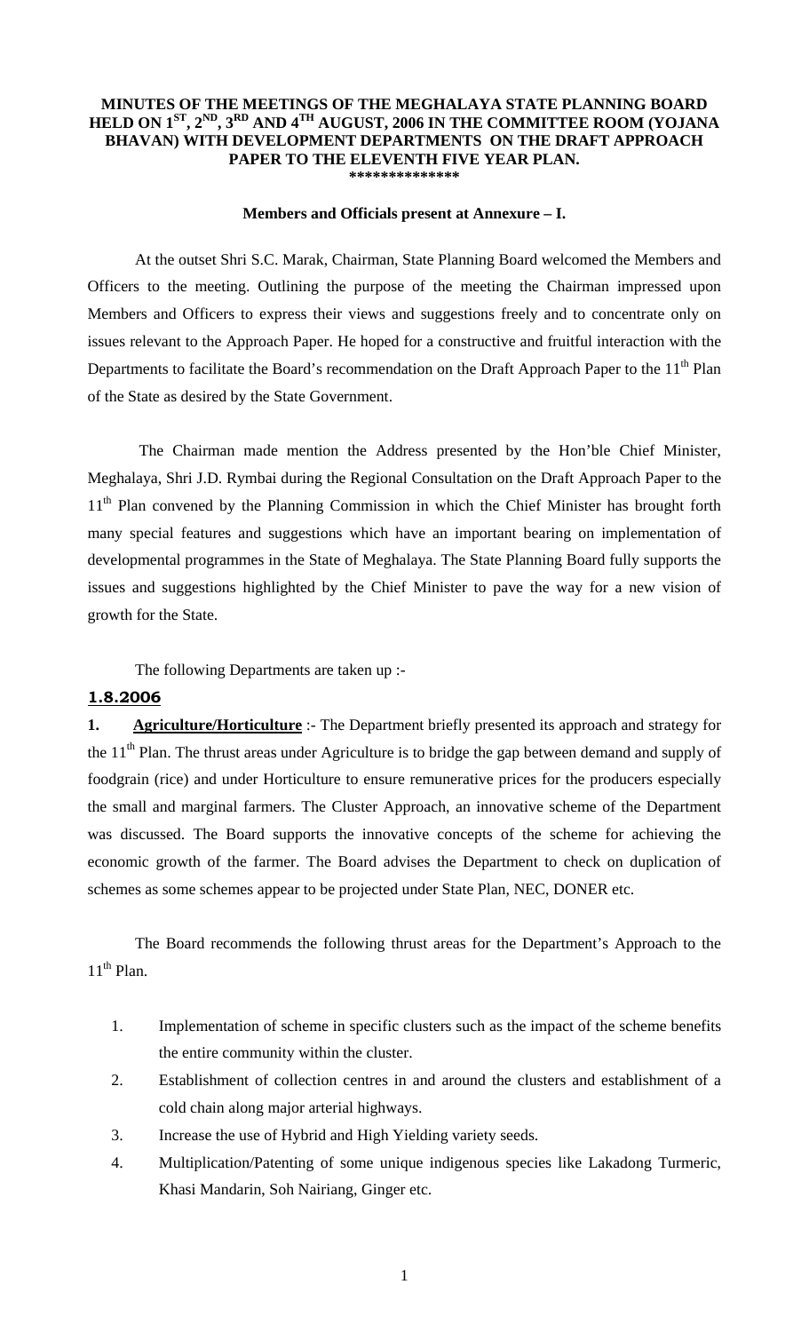# MINUTES OF THE MEETINGS OF THE MEGHALAYA STATE PLANNING BOARD HELD ON 1ST, 2ND, 3RD AND 4TH AUGUST, 2006 IN THE COMMITTEE ROOM (YOJANA BHAVAN) WITH DEVELOPMENT DEPARTMENTS ON THE DRAFT APPROACH PAPER TO THE ELEVENTH FIVE YEAR PLAN.

**************

**Members and Officials present at Annexure – I.**

At the outset Shri S.C. Marak, Chairman, State Planning Board welcomed the Members and Officers to the meeting. Outlining the purpose of the meeting the Chairman impressed upon Members and Officers to express their views and suggestions freely and to concentrate only on issues relevant to the Approach Paper. He hoped for a constructive and fruitful interaction with the Departments to facilitate the Board's recommendation on the Draft Approach Paper to the 11th Plan of the State as desired by the State Government.

The Chairman made mention the Address presented by the Hon'ble Chief Minister, Meghalaya, Shri J.D. Rymbai during the Regional Consultation on the Draft Approach Paper to the 11th Plan convened by the Planning Commission in which the Chief Minister has brought forth many special features and suggestions which have an important bearing on implementation of developmental programmes in the State of Meghalaya. The State Planning Board fully supports the issues and suggestions highlighted by the Chief Minister to pave the way for a new vision of growth for the State.

The following Departments are taken up :-

## 1.8.2006

**1. Agriculture/Horticulture** :- The Department briefly presented its approach and strategy for the 11th Plan. The thrust areas under Agriculture is to bridge the gap between demand and supply of foodgrain (rice) and under Horticulture to ensure remunerative prices for the producers especially the small and marginal farmers. The Cluster Approach, an innovative scheme of the Department was discussed. The Board supports the innovative concepts of the scheme for achieving the economic growth of the farmer. The Board advises the Department to check on duplication of schemes as some schemes appear to be projected under State Plan, NEC, DONER etc.

The Board recommends the following thrust areas for the Department's Approach to the 11th Plan.

1. Implementation of scheme in specific clusters such as the impact of the scheme benefits the entire community within the cluster.
2. Establishment of collection centres in and around the clusters and establishment of a cold chain along major arterial highways.
3. Increase the use of Hybrid and High Yielding variety seeds.
4. Multiplication/Patenting of some unique indigenous species like Lakadong Turmeric, Khasi Mandarin, Soh Nairiang, Ginger etc.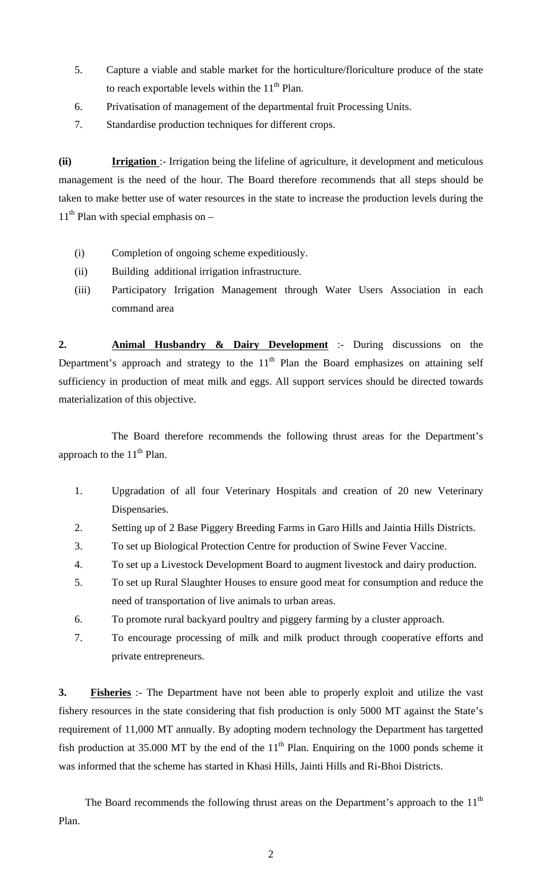5. Capture a viable and stable market for the horticulture/floriculture produce of the state to reach exportable levels within the 11th Plan.
6. Privatisation of management of the departmental fruit Processing Units.
7. Standardise production techniques for different crops.

**(ii)** **Irrigation** :- Irrigation being the lifeline of agriculture, it development and meticulous management is the need of the hour. The Board therefore recommends that all steps should be taken to make better use of water resources in the state to increase the production levels during the 11th Plan with special emphasis on –

(i) Completion of ongoing scheme expeditiously.

(ii) Building additional irrigation infrastructure.

(iii) Participatory Irrigation Management through Water Users Association in each command area

**2.** **Animal Husbandry & Dairy Development** :- During discussions on the Department's approach and strategy to the 11th Plan the Board emphasizes on attaining self sufficiency in production of meat milk and eggs. All support services should be directed towards materialization of this objective.

The Board therefore recommends the following thrust areas for the Department's approach to the 11th Plan.

1. Upgradation of all four Veterinary Hospitals and creation of 20 new Veterinary Dispensaries.
2. Setting up of 2 Base Piggery Breeding Farms in Garo Hills and Jaintia Hills Districts.
3. To set up Biological Protection Centre for production of Swine Fever Vaccine.
4. To set up a Livestock Development Board to augment livestock and dairy production.
5. To set up Rural Slaughter Houses to ensure good meat for consumption and reduce the need of transportation of live animals to urban areas.
6. To promote rural backyard poultry and piggery farming by a cluster approach.
7. To encourage processing of milk and milk product through cooperative efforts and private entrepreneurs.

**3.** **Fisheries** :- The Department have not been able to properly exploit and utilize the vast fishery resources in the state considering that fish production is only 5000 MT against the State's requirement of 11,000 MT annually. By adopting modern technology the Department has targetted fish production at 35.000 MT by the end of the 11th Plan. Enquiring on the 1000 ponds scheme it was informed that the scheme has started in Khasi Hills, Jainti Hills and Ri-Bhoi Districts.

The Board recommends the following thrust areas on the Department's approach to the 11th Plan.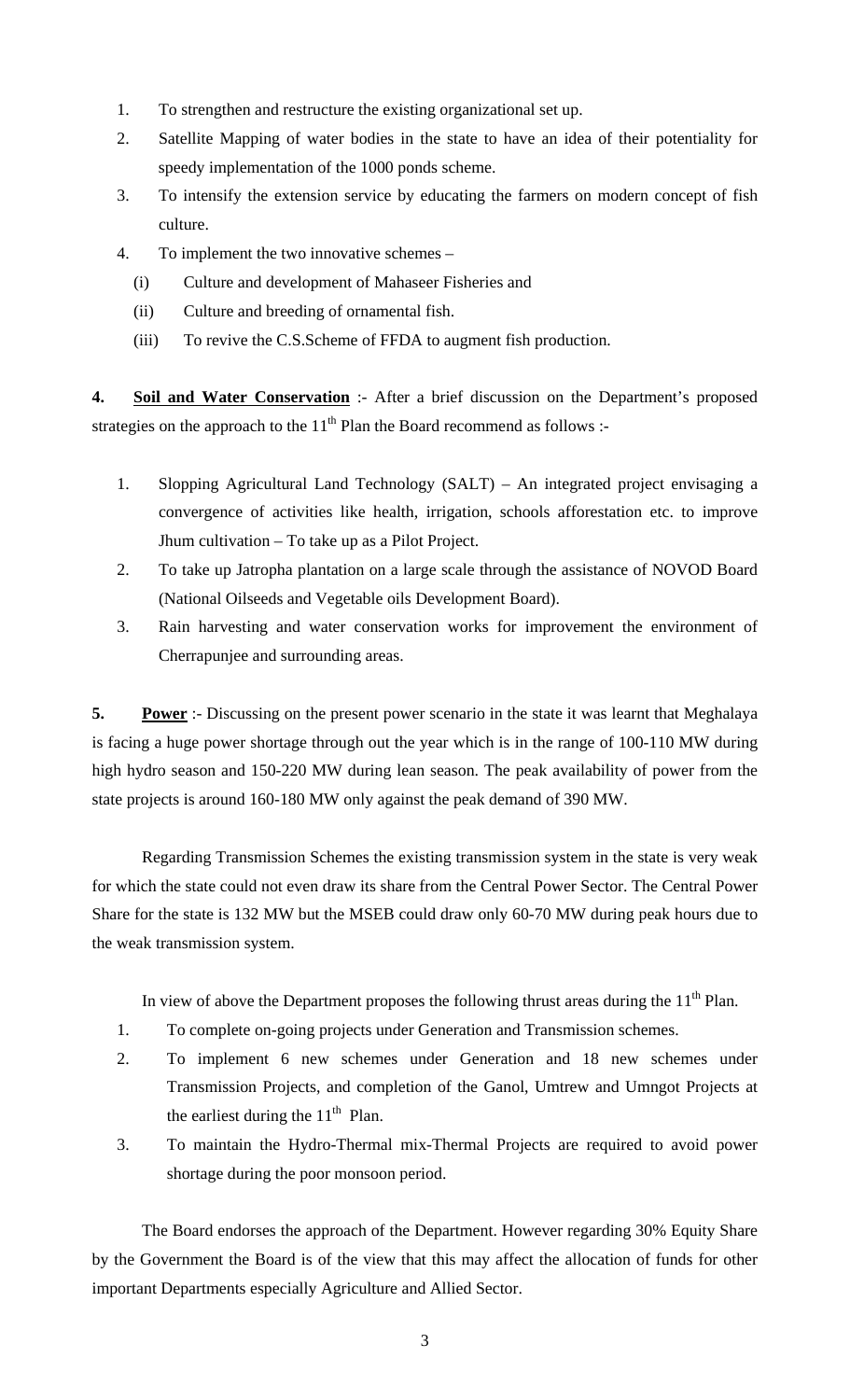1. To strengthen and restructure the existing organizational set up.
2. Satellite Mapping of water bodies in the state to have an idea of their potentiality for speedy implementation of the 1000 ponds scheme.
3. To intensify the extension service by educating the farmers on modern concept of fish culture.
4. To implement the two innovative schemes –
   - (i) Culture and development of Mahaseer Fisheries and
   - (ii) Culture and breeding of ornamental fish.
   - (iii) To revive the C.S.Scheme of FFDA to augment fish production.

**4. <u>Soil and Water Conservation</u>** :- After a brief discussion on the Department's proposed strategies on the approach to the 11th Plan the Board recommend as follows :-

1. Slopping Agricultural Land Technology (SALT) – An integrated project envisaging a convergence of activities like health, irrigation, schools afforestation etc. to improve Jhum cultivation – To take up as a Pilot Project.
2. To take up Jatropha plantation on a large scale through the assistance of NOVOD Board (National Oilseeds and Vegetable oils Development Board).
3. Rain harvesting and water conservation works for improvement the environment of Cherrapunjee and surrounding areas.

**5. <u>Power</u>** :- Discussing on the present power scenario in the state it was learnt that Meghalaya is facing a huge power shortage through out the year which is in the range of 100-110 MW during high hydro season and 150-220 MW during lean season. The peak availability of power from the state projects is around 160-180 MW only against the peak demand of 390 MW.

Regarding Transmission Schemes the existing transmission system in the state is very weak for which the state could not even draw its share from the Central Power Sector. The Central Power Share for the state is 132 MW but the MSEB could draw only 60-70 MW during peak hours due to the weak transmission system.

In view of above the Department proposes the following thrust areas during the 11th Plan.

1. To complete on-going projects under Generation and Transmission schemes.
2. To implement 6 new schemes under Generation and 18 new schemes under Transmission Projects, and completion of the Ganol, Umtrew and Umngot Projects at the earliest during the 11th Plan.
3. To maintain the Hydro-Thermal mix-Thermal Projects are required to avoid power shortage during the poor monsoon period.

The Board endorses the approach of the Department. However regarding 30% Equity Share by the Government the Board is of the view that this may affect the allocation of funds for other important Departments especially Agriculture and Allied Sector.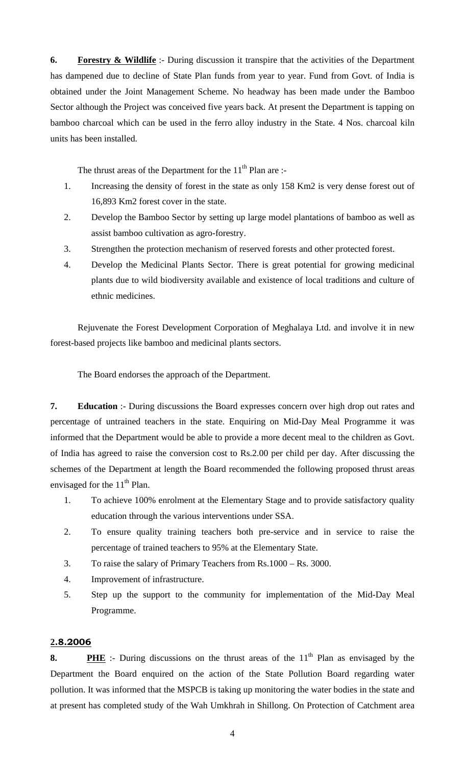**6. Forestry & Wildlife** :- During discussion it transpire that the activities of the Department has dampened due to decline of State Plan funds from year to year. Fund from Govt. of India is obtained under the Joint Management Scheme. No headway has been made under the Bamboo Sector although the Project was conceived five years back. At present the Department is tapping on bamboo charcoal which can be used in the ferro alloy industry in the State. 4 Nos. charcoal kiln units has been installed.

The thrust areas of the Department for the 11th Plan are :-

1. Increasing the density of forest in the state as only 158 Km2 is very dense forest out of 16,893 Km2 forest cover in the state.
2. Develop the Bamboo Sector by setting up large model plantations of bamboo as well as assist bamboo cultivation as agro-forestry.
3. Strengthen the protection mechanism of reserved forests and other protected forest.
4. Develop the Medicinal Plants Sector. There is great potential for growing medicinal plants due to wild biodiversity available and existence of local traditions and culture of ethnic medicines.

Rejuvenate the Forest Development Corporation of Meghalaya Ltd. and involve it in new forest-based projects like bamboo and medicinal plants sectors.

The Board endorses the approach of the Department.

**7. Education** :- During discussions the Board expresses concern over high drop out rates and percentage of untrained teachers in the state. Enquiring on Mid-Day Meal Programme it was informed that the Department would be able to provide a more decent meal to the children as Govt. of India has agreed to raise the conversion cost to Rs.2.00 per child per day. After discussing the schemes of the Department at length the Board recommended the following proposed thrust areas envisaged for the 11th Plan.

1. To achieve 100% enrolment at the Elementary Stage and to provide satisfactory quality education through the various interventions under SSA.
2. To ensure quality training teachers both pre-service and in service to raise the percentage of trained teachers to 95% at the Elementary State.
3. To raise the salary of Primary Teachers from Rs.1000 – Rs. 3000.
4. Improvement of infrastructure.
5. Step up the support to the community for implementation of the Mid-Day Meal Programme.

**2.8.2006**

**8. PHE** :- During discussions on the thrust areas of the 11th Plan as envisaged by the Department the Board enquired on the action of the State Pollution Board regarding water pollution. It was informed that the MSPCB is taking up monitoring the water bodies in the state and at present has completed study of the Wah Umkhrah in Shillong. On Protection of Catchment area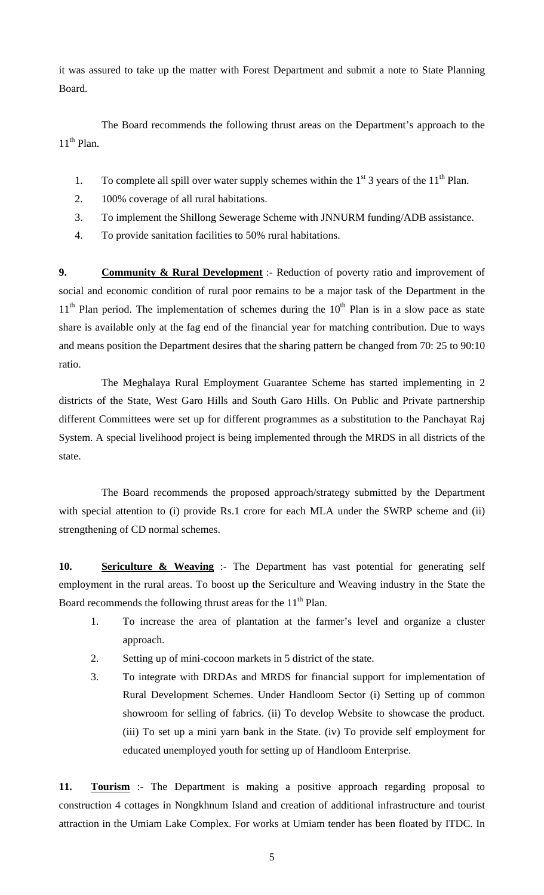it was assured to take up the matter with Forest Department and submit a note to State Planning Board.

The Board recommends the following thrust areas on the Department's approach to the 11th Plan.

1. To complete all spill over water supply schemes within the 1st 3 years of the 11th Plan.
2. 100% coverage of all rural habitations.
3. To implement the Shillong Sewerage Scheme with JNNURM funding/ADB assistance.
4. To provide sanitation facilities to 50% rural habitations.

**9. <u>Community & Rural Development</u>** :- Reduction of poverty ratio and improvement of social and economic condition of rural poor remains to be a major task of the Department in the 11th Plan period. The implementation of schemes during the 10th Plan is in a slow pace as state share is available only at the fag end of the financial year for matching contribution. Due to ways and means position the Department desires that the sharing pattern be changed from 70: 25 to 90:10 ratio.

The Meghalaya Rural Employment Guarantee Scheme has started implementing in 2 districts of the State, West Garo Hills and South Garo Hills. On Public and Private partnership different Committees were set up for different programmes as a substitution to the Panchayat Raj System. A special livelihood project is being implemented through the MRDS in all districts of the state.

The Board recommends the proposed approach/strategy submitted by the Department with special attention to (i) provide Rs.1 crore for each MLA under the SWRP scheme and (ii) strengthening of CD normal schemes.

**10. <u>Sericulture & Weaving</u>** :- The Department has vast potential for generating self employment in the rural areas. To boost up the Sericulture and Weaving industry in the State the Board recommends the following thrust areas for the 11th Plan.

1. To increase the area of plantation at the farmer's level and organize a cluster approach.
2. Setting up of mini-cocoon markets in 5 district of the state.
3. To integrate with DRDAs and MRDS for financial support for implementation of Rural Development Schemes. Under Handloom Sector (i) Setting up of common showroom for selling of fabrics. (ii) To develop Website to showcase the product. (iii) To set up a mini yarn bank in the State. (iv) To provide self employment for educated unemployed youth for setting up of Handloom Enterprise.

**11. <u>Tourism</u>** :- The Department is making a positive approach regarding proposal to construction 4 cottages in Nongkhnum Island and creation of additional infrastructure and tourist attraction in the Umiam Lake Complex. For works at Umiam tender has been floated by ITDC. In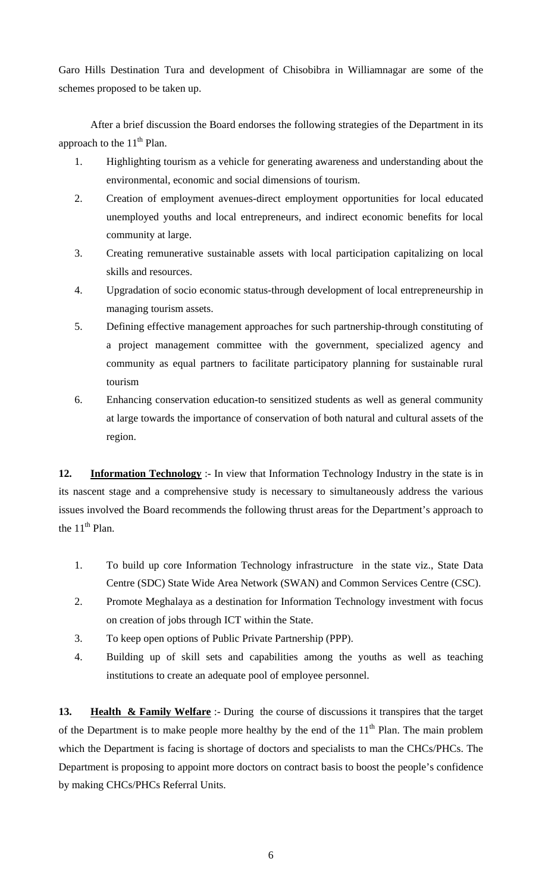Garo Hills Destination Tura and development of Chisobibra in Williamnagar are some of the schemes proposed to be taken up.

After a brief discussion the Board endorses the following strategies of the Department in its approach to the 11th Plan.

1. Highlighting tourism as a vehicle for generating awareness and understanding about the environmental, economic and social dimensions of tourism.
2. Creation of employment avenues-direct employment opportunities for local educated unemployed youths and local entrepreneurs, and indirect economic benefits for local community at large.
3. Creating remunerative sustainable assets with local participation capitalizing on local skills and resources.
4. Upgradation of socio economic status-through development of local entrepreneurship in managing tourism assets.
5. Defining effective management approaches for such partnership-through constituting of a project management committee with the government, specialized agency and community as equal partners to facilitate participatory planning for sustainable rural tourism
6. Enhancing conservation education-to sensitized students as well as general community at large towards the importance of conservation of both natural and cultural assets of the region.

**12. Information Technology** :- In view that Information Technology Industry in the state is in its nascent stage and a comprehensive study is necessary to simultaneously address the various issues involved the Board recommends the following thrust areas for the Department's approach to the 11th Plan.

1. To build up core Information Technology infrastructure in the state viz., State Data Centre (SDC) State Wide Area Network (SWAN) and Common Services Centre (CSC).
2. Promote Meghalaya as a destination for Information Technology investment with focus on creation of jobs through ICT within the State.
3. To keep open options of Public Private Partnership (PPP).
4. Building up of skill sets and capabilities among the youths as well as teaching institutions to create an adequate pool of employee personnel.

**13. Health & Family Welfare** :- During the course of discussions it transpires that the target of the Department is to make people more healthy by the end of the 11th Plan. The main problem which the Department is facing is shortage of doctors and specialists to man the CHCs/PHCs. The Department is proposing to appoint more doctors on contract basis to boost the people's confidence by making CHCs/PHCs Referral Units.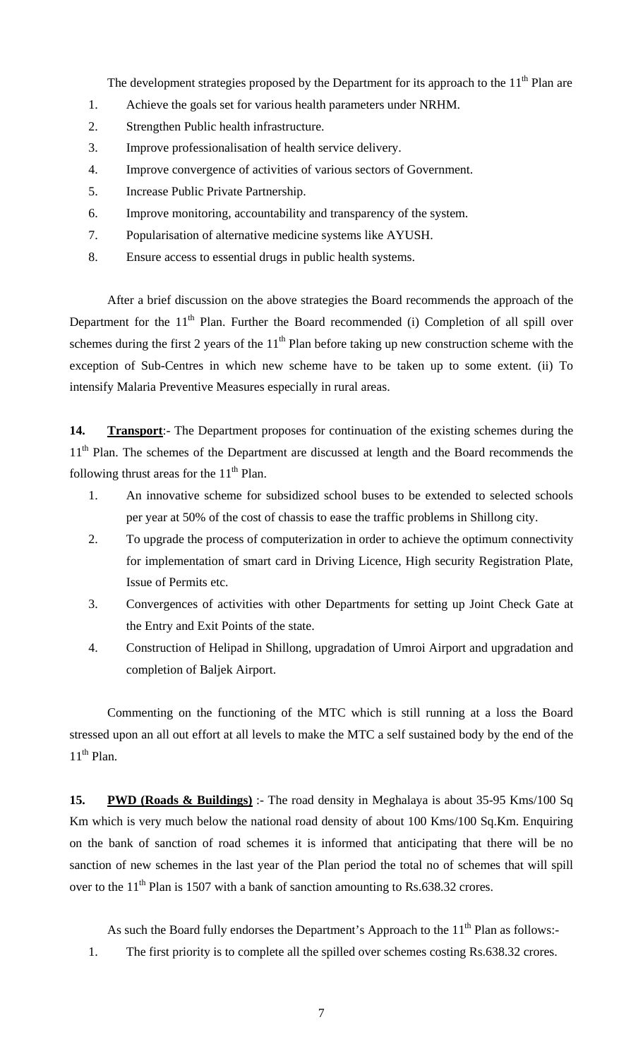The development strategies proposed by the Department for its approach to the 11th Plan are

1. Achieve the goals set for various health parameters under NRHM.
2. Strengthen Public health infrastructure.
3. Improve professionalisation of health service delivery.
4. Improve convergence of activities of various sectors of Government.
5. Increase Public Private Partnership.
6. Improve monitoring, accountability and transparency of the system.
7. Popularisation of alternative medicine systems like AYUSH.
8. Ensure access to essential drugs in public health systems.

After a brief discussion on the above strategies the Board recommends the approach of the Department for the 11th Plan. Further the Board recommended (i) Completion of all spill over schemes during the first 2 years of the 11th Plan before taking up new construction scheme with the exception of Sub-Centres in which new scheme have to be taken up to some extent. (ii) To intensify Malaria Preventive Measures especially in rural areas.

**14. Transport**:- The Department proposes for continuation of the existing schemes during the 11th Plan. The schemes of the Department are discussed at length and the Board recommends the following thrust areas for the 11th Plan.

1. An innovative scheme for subsidized school buses to be extended to selected schools per year at 50% of the cost of chassis to ease the traffic problems in Shillong city.
2. To upgrade the process of computerization in order to achieve the optimum connectivity for implementation of smart card in Driving Licence, High security Registration Plate, Issue of Permits etc.
3. Convergences of activities with other Departments for setting up Joint Check Gate at the Entry and Exit Points of the state.
4. Construction of Helipad in Shillong, upgradation of Umroi Airport and upgradation and completion of Baljek Airport.

Commenting on the functioning of the MTC which is still running at a loss the Board stressed upon an all out effort at all levels to make the MTC a self sustained body by the end of the 11th Plan.

**15. PWD (Roads & Buildings)** :- The road density in Meghalaya is about 35-95 Kms/100 Sq Km which is very much below the national road density of about 100 Kms/100 Sq.Km. Enquiring on the bank of sanction of road schemes it is informed that anticipating that there will be no sanction of new schemes in the last year of the Plan period the total no of schemes that will spill over to the 11th Plan is 1507 with a bank of sanction amounting to Rs.638.32 crores.

As such the Board fully endorses the Department's Approach to the 11th Plan as follows:-

1. The first priority is to complete all the spilled over schemes costing Rs.638.32 crores.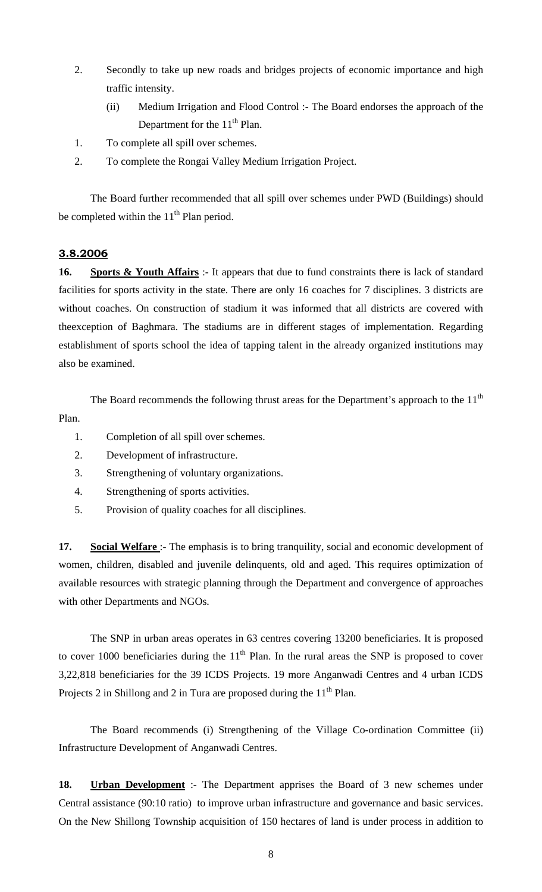2. Secondly to take up new roads and bridges projects of economic importance and high traffic intensity.

   (ii) Medium Irrigation and Flood Control :- The Board endorses the approach of the Department for the 11th Plan.

1. To complete all spill over schemes.
2. To complete the Rongai Valley Medium Irrigation Project.

The Board further recommended that all spill over schemes under PWD (Buildings) should be completed within the 11th Plan period.

**3.8.2006**

**16. Sports & Youth Affairs** :- It appears that due to fund constraints there is lack of standard facilities for sports activity in the state. There are only 16 coaches for 7 disciplines. 3 districts are without coaches. On construction of stadium it was informed that all districts are covered with theexception of Baghmara. The stadiums are in different stages of implementation. Regarding establishment of sports school the idea of tapping talent in the already organized institutions may also be examined.

The Board recommends the following thrust areas for the Department's approach to the 11th Plan.

1. Completion of all spill over schemes.
2. Development of infrastructure.
3. Strengthening of voluntary organizations.
4. Strengthening of sports activities.
5. Provision of quality coaches for all disciplines.

**17. Social Welfare** :- The emphasis is to bring tranquility, social and economic development of women, children, disabled and juvenile delinquents, old and aged. This requires optimization of available resources with strategic planning through the Department and convergence of approaches with other Departments and NGOs.

The SNP in urban areas operates in 63 centres covering 13200 beneficiaries. It is proposed to cover 1000 beneficiaries during the 11th Plan. In the rural areas the SNP is proposed to cover 3,22,818 beneficiaries for the 39 ICDS Projects. 19 more Anganwadi Centres and 4 urban ICDS Projects 2 in Shillong and 2 in Tura are proposed during the 11th Plan.

The Board recommends (i) Strengthening of the Village Co-ordination Committee (ii) Infrastructure Development of Anganwadi Centres.

**18. Urban Development** :- The Department apprises the Board of 3 new schemes under Central assistance (90:10 ratio) to improve urban infrastructure and governance and basic services. On the New Shillong Township acquisition of 150 hectares of land is under process in addition to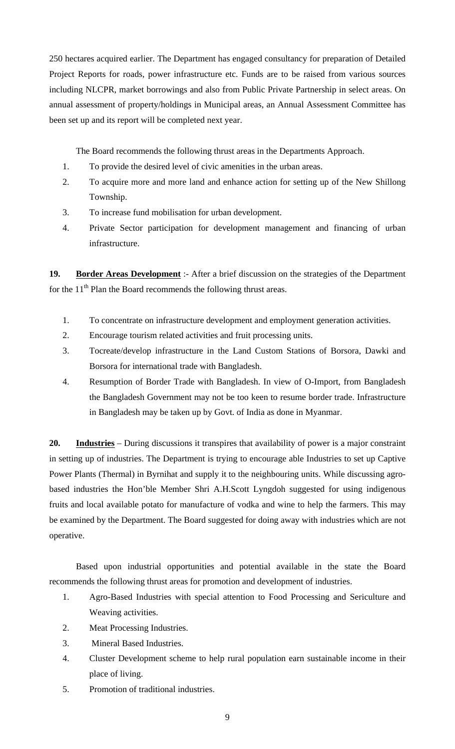250 hectares acquired earlier. The Department has engaged consultancy for preparation of Detailed Project Reports for roads, power infrastructure etc. Funds are to be raised from various sources including NLCPR, market borrowings and also from Public Private Partnership in select areas. On annual assessment of property/holdings in Municipal areas, an Annual Assessment Committee has been set up and its report will be completed next year.

The Board recommends the following thrust areas in the Departments Approach.

1. To provide the desired level of civic amenities in the urban areas.
2. To acquire more and more land and enhance action for setting up of the New Shillong Township.
3. To increase fund mobilisation for urban development.
4. Private Sector participation for development management and financing of urban infrastructure.

**19. <u>Border Areas Development</u>** :- After a brief discussion on the strategies of the Department for the 11th Plan the Board recommends the following thrust areas.

1. To concentrate on infrastructure development and employment generation activities.
2. Encourage tourism related activities and fruit processing units.
3. Tocreate/develop infrastructure in the Land Custom Stations of Borsora, Dawki and Borsora for international trade with Bangladesh.
4. Resumption of Border Trade with Bangladesh. In view of O-Import, from Bangladesh the Bangladesh Government may not be too keen to resume border trade. Infrastructure in Bangladesh may be taken up by Govt. of India as done in Myanmar.

**20. <u>Industries</u>** – During discussions it transpires that availability of power is a major constraint in setting up of industries. The Department is trying to encourage able Industries to set up Captive Power Plants (Thermal) in Byrnihat and supply it to the neighbouring units. While discussing agro-based industries the Hon'ble Member Shri A.H.Scott Lyngdoh suggested for using indigenous fruits and local available potato for manufacture of vodka and wine to help the farmers. This may be examined by the Department. The Board suggested for doing away with industries which are not operative.

Based upon industrial opportunities and potential available in the state the Board recommends the following thrust areas for promotion and development of industries.

1. Agro-Based Industries with special attention to Food Processing and Sericulture and Weaving activities.
2. Meat Processing Industries.
3. Mineral Based Industries.
4. Cluster Development scheme to help rural population earn sustainable income in their place of living.
5. Promotion of traditional industries.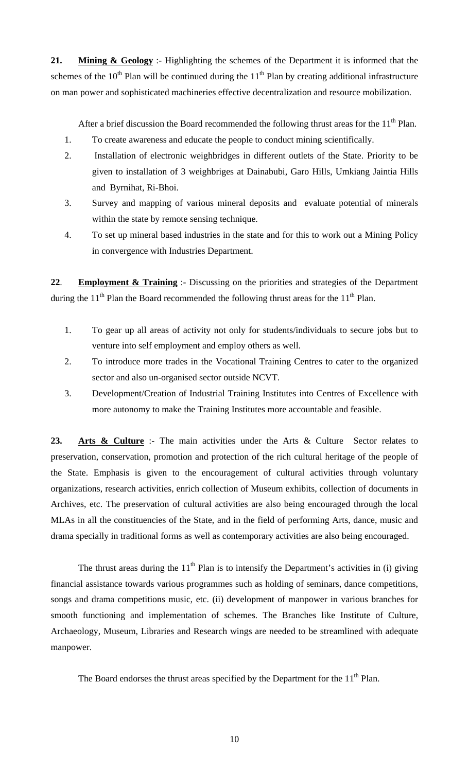**21.** **Mining & Geology** :- Highlighting the schemes of the Department it is informed that the schemes of the $10^{th}$ Plan will be continued during the $11^{th}$ Plan by creating additional infrastructure on man power and sophisticated machineries effective decentralization and resource mobilization.

After a brief discussion the Board recommended the following thrust areas for the $11^{th}$ Plan.

1. To create awareness and educate the people to conduct mining scientifically.
2. Installation of electronic weighbridges in different outlets of the State. Priority to be given to installation of 3 weighbriges at Dainabubi, Garo Hills, Umkiang Jaintia Hills and Byrnihat, Ri-Bhoi.
3. Survey and mapping of various mineral deposits and evaluate potential of minerals within the state by remote sensing technique.
4. To set up mineral based industries in the state and for this to work out a Mining Policy in convergence with Industries Department.

**22**. **Employment & Training** :- Discussing on the priorities and strategies of the Department during the $11^{th}$ Plan the Board recommended the following thrust areas for the $11^{th}$ Plan.

1. To gear up all areas of activity not only for students/individuals to secure jobs but to venture into self employment and employ others as well.
2. To introduce more trades in the Vocational Training Centres to cater to the organized sector and also un-organised sector outside NCVT.
3. Development/Creation of Industrial Training Institutes into Centres of Excellence with more autonomy to make the Training Institutes more accountable and feasible.

**23.** **Arts & Culture** :- The main activities under the Arts & Culture Sector relates to preservation, conservation, promotion and protection of the rich cultural heritage of the people of the State. Emphasis is given to the encouragement of cultural activities through voluntary organizations, research activities, enrich collection of Museum exhibits, collection of documents in Archives, etc. The preservation of cultural activities are also being encouraged through the local MLAs in all the constituencies of the State, and in the field of performing Arts, dance, music and drama specially in traditional forms as well as contemporary activities are also being encouraged.

The thrust areas during the $11^{th}$ Plan is to intensify the Department's activities in (i) giving financial assistance towards various programmes such as holding of seminars, dance competitions, songs and drama competitions music, etc. (ii) development of manpower in various branches for smooth functioning and implementation of schemes. The Branches like Institute of Culture, Archaeology, Museum, Libraries and Research wings are needed to be streamlined with adequate manpower.

The Board endorses the thrust areas specified by the Department for the $11^{th}$ Plan.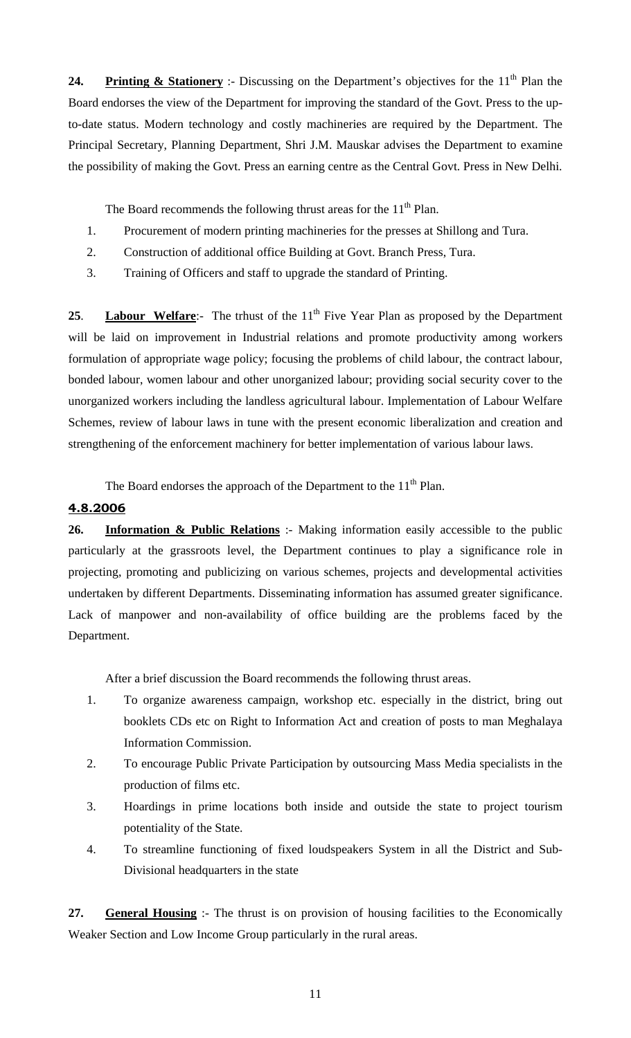**24.** **Printing & Stationery** :- Discussing on the Department's objectives for the 11th Plan the Board endorses the view of the Department for improving the standard of the Govt. Press to the up-to-date status. Modern technology and costly machineries are required by the Department. The Principal Secretary, Planning Department, Shri J.M. Mauskar advises the Department to examine the possibility of making the Govt. Press an earning centre as the Central Govt. Press in New Delhi.

The Board recommends the following thrust areas for the 11th Plan.

1. Procurement of modern printing machineries for the presses at Shillong and Tura.
2. Construction of additional office Building at Govt. Branch Press, Tura.
3. Training of Officers and staff to upgrade the standard of Printing.

**25**. **Labour Welfare**:- The trhust of the 11th Five Year Plan as proposed by the Department will be laid on improvement in Industrial relations and promote productivity among workers formulation of appropriate wage policy; focusing the problems of child labour, the contract labour, bonded labour, women labour and other unorganized labour; providing social security cover to the unorganized workers including the landless agricultural labour. Implementation of Labour Welfare Schemes, review of labour laws in tune with the present economic liberalization and creation and strengthening of the enforcement machinery for better implementation of various labour laws.

The Board endorses the approach of the Department to the 11th Plan.

**4.8.2006**

**26.** **Information & Public Relations** :- Making information easily accessible to the public particularly at the grassroots level, the Department continues to play a significance role in projecting, promoting and publicizing on various schemes, projects and developmental activities undertaken by different Departments. Disseminating information has assumed greater significance. Lack of manpower and non-availability of office building are the problems faced by the Department.

After a brief discussion the Board recommends the following thrust areas.

1. To organize awareness campaign, workshop etc. especially in the district, bring out booklets CDs etc on Right to Information Act and creation of posts to man Meghalaya Information Commission.
2. To encourage Public Private Participation by outsourcing Mass Media specialists in the production of films etc.
3. Hoardings in prime locations both inside and outside the state to project tourism potentiality of the State.
4. To streamline functioning of fixed loudspeakers System in all the District and Sub-Divisional headquarters in the state

**27.** **General Housing** :- The thrust is on provision of housing facilities to the Economically Weaker Section and Low Income Group particularly in the rural areas.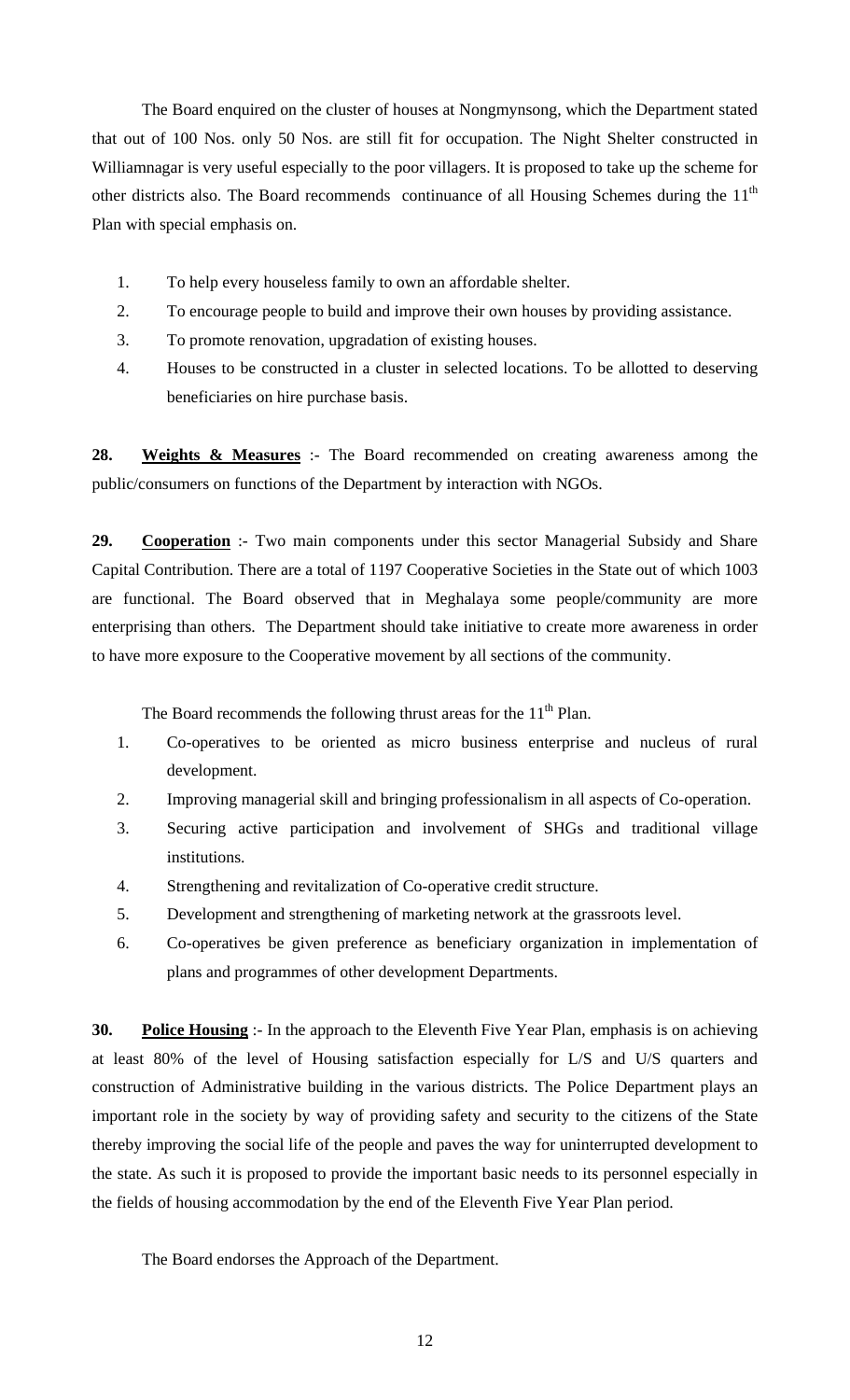The Board enquired on the cluster of houses at Nongmynsong, which the Department stated that out of 100 Nos. only 50 Nos. are still fit for occupation. The Night Shelter constructed in Williamnagar is very useful especially to the poor villagers. It is proposed to take up the scheme for other districts also. The Board recommends continuance of all Housing Schemes during the 11th Plan with special emphasis on.

1. To help every houseless family to own an affordable shelter.
2. To encourage people to build and improve their own houses by providing assistance.
3. To promote renovation, upgradation of existing houses.
4. Houses to be constructed in a cluster in selected locations. To be allotted to deserving beneficiaries on hire purchase basis.

**28. Weights & Measures** :- The Board recommended on creating awareness among the public/consumers on functions of the Department by interaction with NGOs.

**29. Cooperation** :- Two main components under this sector Managerial Subsidy and Share Capital Contribution. There are a total of 1197 Cooperative Societies in the State out of which 1003 are functional. The Board observed that in Meghalaya some people/community are more enterprising than others. The Department should take initiative to create more awareness in order to have more exposure to the Cooperative movement by all sections of the community.

The Board recommends the following thrust areas for the 11th Plan.

1. Co-operatives to be oriented as micro business enterprise and nucleus of rural development.
2. Improving managerial skill and bringing professionalism in all aspects of Co-operation.
3. Securing active participation and involvement of SHGs and traditional village institutions.
4. Strengthening and revitalization of Co-operative credit structure.
5. Development and strengthening of marketing network at the grassroots level.
6. Co-operatives be given preference as beneficiary organization in implementation of plans and programmes of other development Departments.

**30. Police Housing** :- In the approach to the Eleventh Five Year Plan, emphasis is on achieving at least 80% of the level of Housing satisfaction especially for L/S and U/S quarters and construction of Administrative building in the various districts. The Police Department plays an important role in the society by way of providing safety and security to the citizens of the State thereby improving the social life of the people and paves the way for uninterrupted development to the state. As such it is proposed to provide the important basic needs to its personnel especially in the fields of housing accommodation by the end of the Eleventh Five Year Plan period.

The Board endorses the Approach of the Department.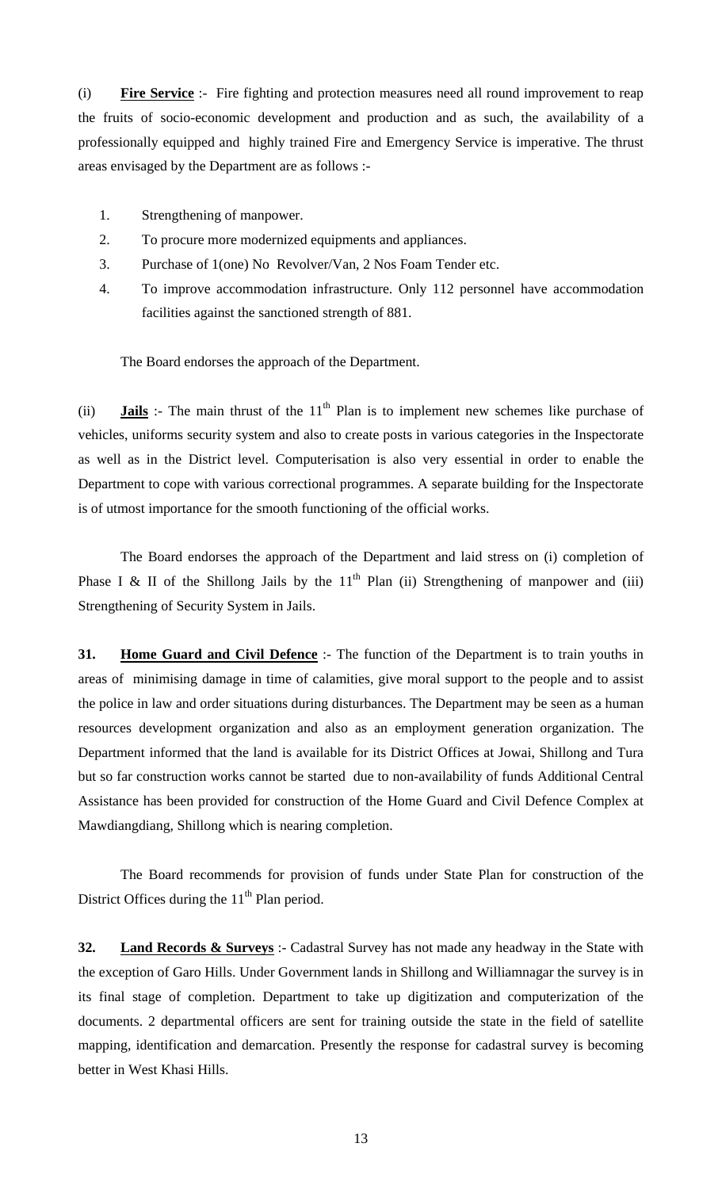(i) **Fire Service** :- Fire fighting and protection measures need all round improvement to reap the fruits of socio-economic development and production and as such, the availability of a professionally equipped and highly trained Fire and Emergency Service is imperative. The thrust areas envisaged by the Department are as follows :-

1. Strengthening of manpower.
2. To procure more modernized equipments and appliances.
3. Purchase of 1(one) No Revolver/Van, 2 Nos Foam Tender etc.
4. To improve accommodation infrastructure. Only 112 personnel have accommodation facilities against the sanctioned strength of 881.

The Board endorses the approach of the Department.

(ii) **Jails** :- The main thrust of the 11th Plan is to implement new schemes like purchase of vehicles, uniforms security system and also to create posts in various categories in the Inspectorate as well as in the District level. Computerisation is also very essential in order to enable the Department to cope with various correctional programmes. A separate building for the Inspectorate is of utmost importance for the smooth functioning of the official works.

The Board endorses the approach of the Department and laid stress on (i) completion of Phase I & II of the Shillong Jails by the 11th Plan (ii) Strengthening of manpower and (iii) Strengthening of Security System in Jails.

**31. Home Guard and Civil Defence** :- The function of the Department is to train youths in areas of minimising damage in time of calamities, give moral support to the people and to assist the police in law and order situations during disturbances. The Department may be seen as a human resources development organization and also as an employment generation organization. The Department informed that the land is available for its District Offices at Jowai, Shillong and Tura but so far construction works cannot be started due to non-availability of funds Additional Central Assistance has been provided for construction of the Home Guard and Civil Defence Complex at Mawdiangdiang, Shillong which is nearing completion.

The Board recommends for provision of funds under State Plan for construction of the District Offices during the 11th Plan period.

**32. Land Records & Surveys** :- Cadastral Survey has not made any headway in the State with the exception of Garo Hills. Under Government lands in Shillong and Williamnagar the survey is in its final stage of completion. Department to take up digitization and computerization of the documents. 2 departmental officers are sent for training outside the state in the field of satellite mapping, identification and demarcation. Presently the response for cadastral survey is becoming better in West Khasi Hills.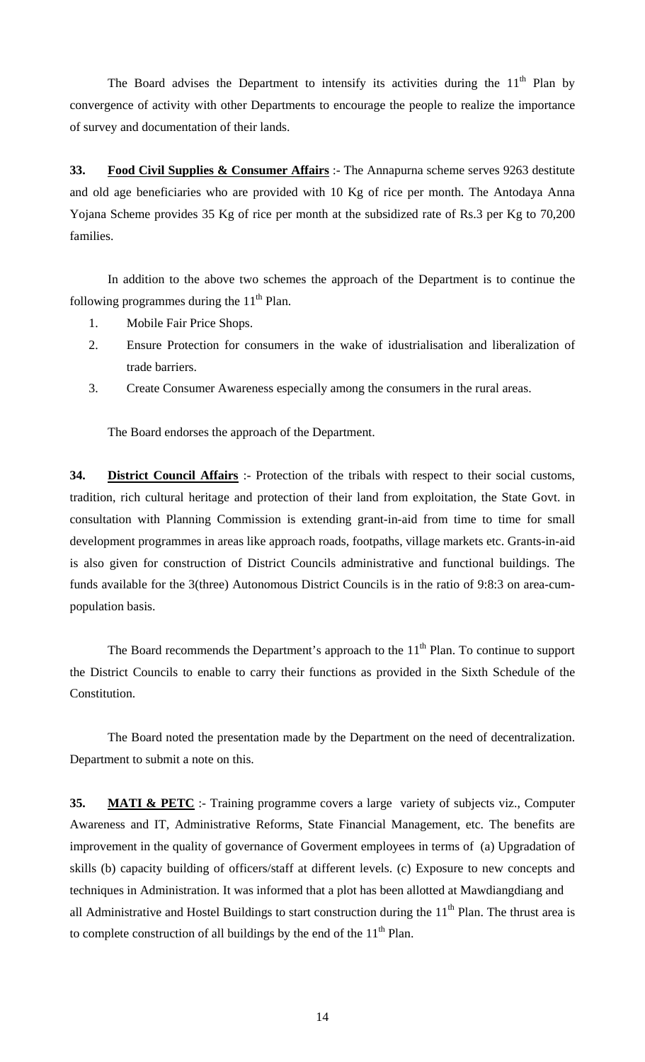The Board advises the Department to intensify its activities during the 11th Plan by convergence of activity with other Departments to encourage the people to realize the importance of survey and documentation of their lands.

**33. <u>Food Civil Supplies & Consumer Affairs</u>** :- The Annapurna scheme serves 9263 destitute and old age beneficiaries who are provided with 10 Kg of rice per month. The Antodaya Anna Yojana Scheme provides 35 Kg of rice per month at the subsidized rate of Rs.3 per Kg to 70,200 families.

In addition to the above two schemes the approach of the Department is to continue the following programmes during the 11th Plan.

1. Mobile Fair Price Shops.
2. Ensure Protection for consumers in the wake of idustrialisation and liberalization of trade barriers.
3. Create Consumer Awareness especially among the consumers in the rural areas.

The Board endorses the approach of the Department.

**34. <u>District Council Affairs</u>** :- Protection of the tribals with respect to their social customs, tradition, rich cultural heritage and protection of their land from exploitation, the State Govt. in consultation with Planning Commission is extending grant-in-aid from time to time for small development programmes in areas like approach roads, footpaths, village markets etc. Grants-in-aid is also given for construction of District Councils administrative and functional buildings. The funds available for the 3(three) Autonomous District Councils is in the ratio of 9:8:3 on area-cum-population basis.

The Board recommends the Department's approach to the 11th Plan. To continue to support the District Councils to enable to carry their functions as provided in the Sixth Schedule of the Constitution.

The Board noted the presentation made by the Department on the need of decentralization. Department to submit a note on this.

**35. <u>MATI & PETC</u>** :- Training programme covers a large variety of subjects viz., Computer Awareness and IT, Administrative Reforms, State Financial Management, etc. The benefits are improvement in the quality of governance of Goverment employees in terms of (a) Upgradation of skills (b) capacity building of officers/staff at different levels. (c) Exposure to new concepts and techniques in Administration. It was informed that a plot has been allotted at Mawdiangdiang and all Administrative and Hostel Buildings to start construction during the 11th Plan. The thrust area is to complete construction of all buildings by the end of the 11th Plan.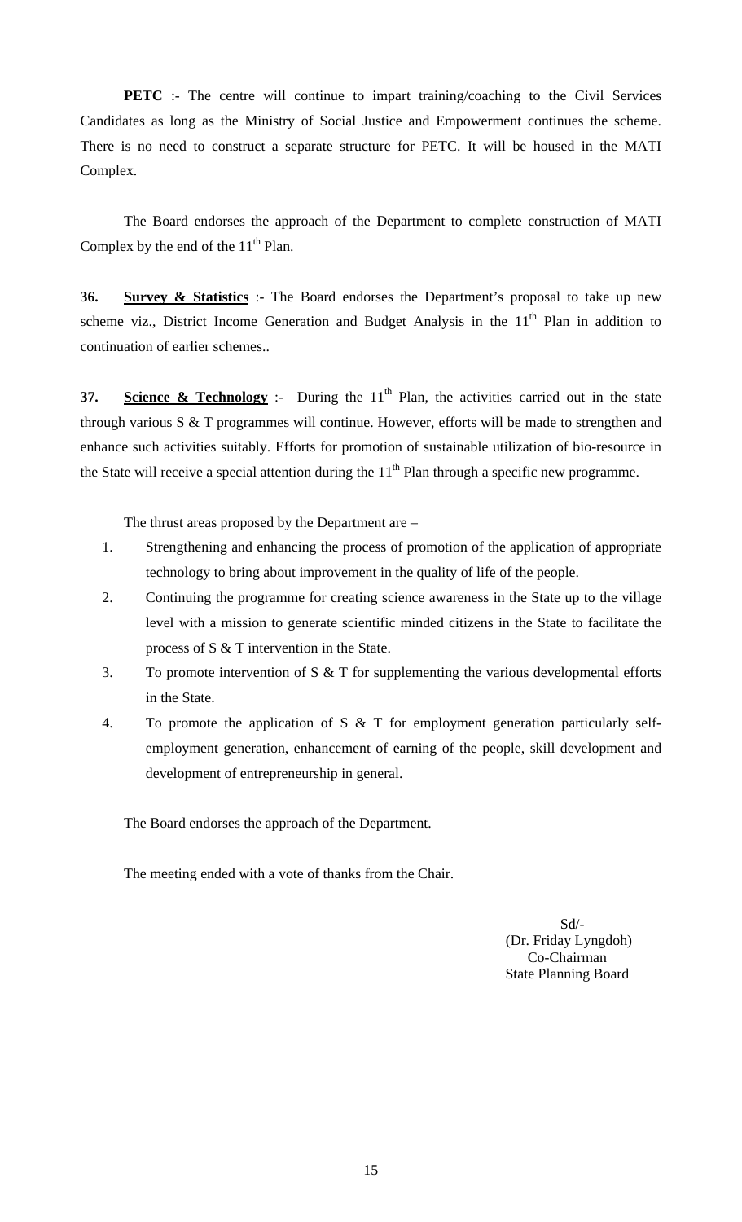**PETC** :- The centre will continue to impart training/coaching to the Civil Services Candidates as long as the Ministry of Social Justice and Empowerment continues the scheme. There is no need to construct a separate structure for PETC. It will be housed in the MATI Complex.

The Board endorses the approach of the Department to complete construction of MATI Complex by the end of the 11th Plan.

**36. Survey & Statistics** :- The Board endorses the Department's proposal to take up new scheme viz., District Income Generation and Budget Analysis in the 11th Plan in addition to continuation of earlier schemes..

**37. Science & Technology** :- During the 11th Plan, the activities carried out in the state through various S & T programmes will continue. However, efforts will be made to strengthen and enhance such activities suitably. Efforts for promotion of sustainable utilization of bio-resource in the State will receive a special attention during the 11th Plan through a specific new programme.

The thrust areas proposed by the Department are –

1. Strengthening and enhancing the process of promotion of the application of appropriate technology to bring about improvement in the quality of life of the people.
2. Continuing the programme for creating science awareness in the State up to the village level with a mission to generate scientific minded citizens in the State to facilitate the process of S & T intervention in the State.
3. To promote intervention of S & T for supplementing the various developmental efforts in the State.
4. To promote the application of S & T for employment generation particularly self-employment generation, enhancement of earning of the people, skill development and development of entrepreneurship in general.

The Board endorses the approach of the Department.

The meeting ended with a vote of thanks from the Chair.

Sd/-
(Dr. Friday Lyngdoh)
Co-Chairman
State Planning Board